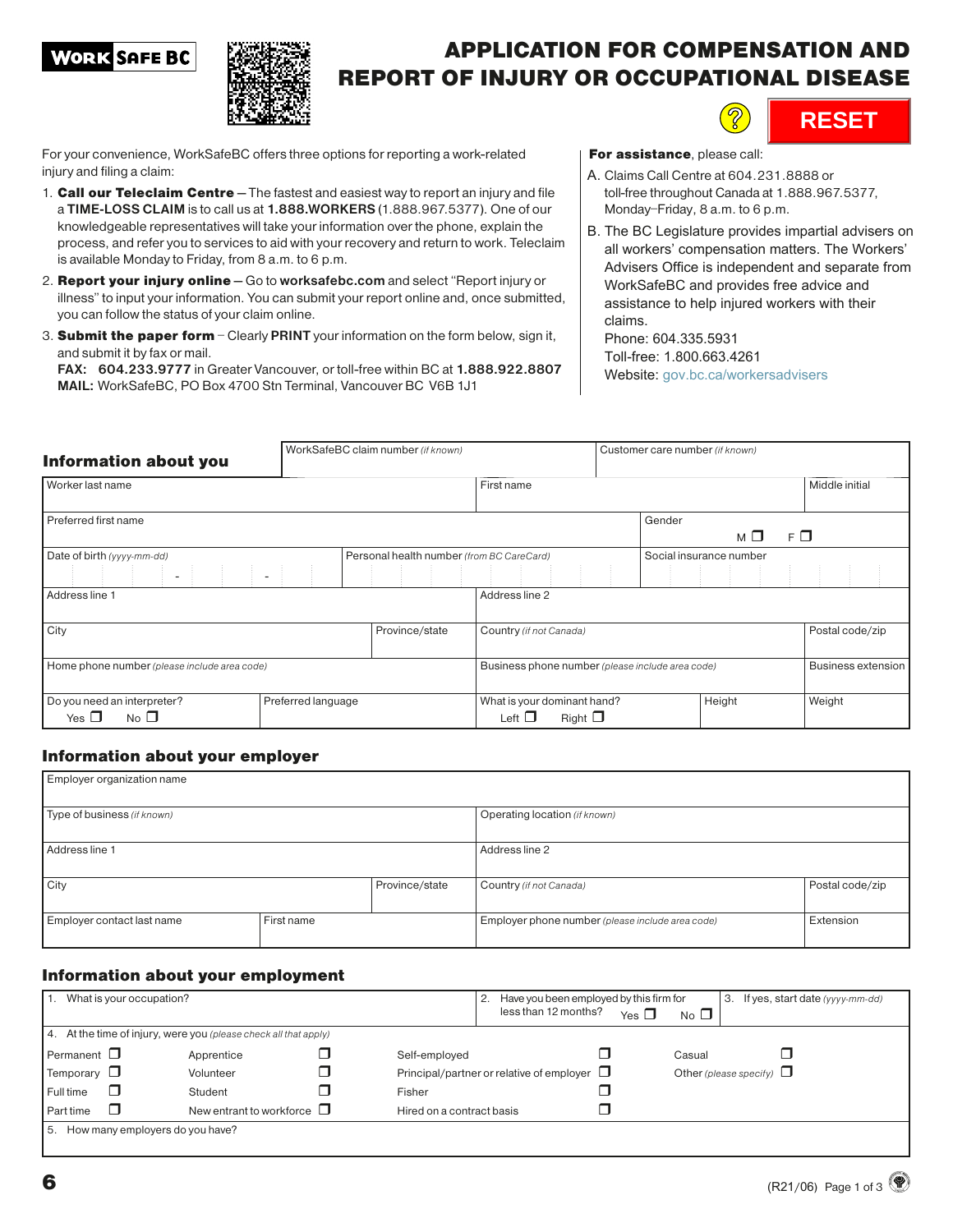# APPLICATION FOR COMPENSATION AND REPORT OF INJURY OR OCCUPATIONAL DISEASE

WORK SAFE BC

RESET

For your convenience, WorkSafeBC offers three options for reporting a work-related injury and filing a claim:

1. **Call our Teleclaim Centre** — The fastest and easiest way to report an injury and file a **TIME-LOSS CLAIM** is to call us at **1.888.WORKERS** (1.888.967.5377). One of our knowledgeable representatives will take your information over the phone, explain the process, and refer you to services to aid with your recovery and return to work. Teleclaim is available Monday to Friday, from 8 a.m. to 6 p.m.
2. **Report your injury online** — Go to **worksafebc.com** and select "Report injury or illness" to input your information. You can submit your report online and, once submitted, you can follow the status of your claim online.
3. **Submit the paper form** – Clearly **PRINT** your information on the form below, sign it, and submit it by fax or mail.
   **FAX: 604.233.9777** in Greater Vancouver, or toll-free within BC at **1.888.922.8807**
   **MAIL:** WorkSafeBC, PO Box 4700 Stn Terminal, Vancouver BC V6B 1J1

**For assistance**, please call:

A. Claims Call Centre at 604.231.8888 or toll-free throughout Canada at 1.888.967.5377, Monday–Friday, 8 a.m. to 6 p.m.

B. The BC Legislature provides impartial advisers on all workers' compensation matters. The Workers' Advisers Office is independent and separate from WorkSafeBC and provides free advice and assistance to help injured workers with their claims.
Phone: 604.335.5931
Toll-free: 1.800.663.4261
Website: gov.bc.ca/workersadvisers

## Information about you

| WorkSafeBC claim number *(if known)* | | Customer care number *(if known)* | |
|---|---|---|---|
| Worker last name | First name | | Middle initial |
| Preferred first name | | Gender M ☐ F ☐ | |
| Date of birth *(yyyy-mm-dd)* | Personal health number *(from BC CareCard)* | Social insurance number | |
| Address line 1 | Address line 2 | | |
| City | Province/state | Country *(if not Canada)* | Postal code/zip |
| Home phone number *(please include area code)* | Business phone number *(please include area code)* | | Business extension |
| Do you need an interpreter? Yes ☐ No ☐ | Preferred language | What is your dominant hand? Left ☐ Right ☐ | Height | Weight |

## Information about your employer

| Employer organization name | | | |
|---|---|---|---|
| Type of business *(if known)* | | Operating location *(if known)* | |
| Address line 1 | | Address line 2 | |
| City | Province/state | Country *(if not Canada)* | Postal code/zip |
| Employer contact last name | First name | Employer phone number *(please include area code)* | Extension |

## Information about your employment

| 1. What is your occupation? | 2. Have you been employed by this firm for less than 12 months? Yes ☐ No ☐ | 3. If yes, start date *(yyyy-mm-dd)* |
|---|---|---|

4. At the time of injury, were you *(please check all that apply)*

| | | | |
|---|---|---|---|
| Permanent ☐ | Apprentice ☐ | Self-employed ☐ | Casual ☐ |
| Temporary ☐ | Volunteer ☐ | Principal/partner or relative of employer ☐ | Other *(please specify)* ☐ |
| Full time ☐ | Student ☐ | Fisher ☐ | |
| Part time ☐ | New entrant to workforce ☐ | Hired on a contract basis ☐ | |

5. How many employers do you have?

6 (R21/06)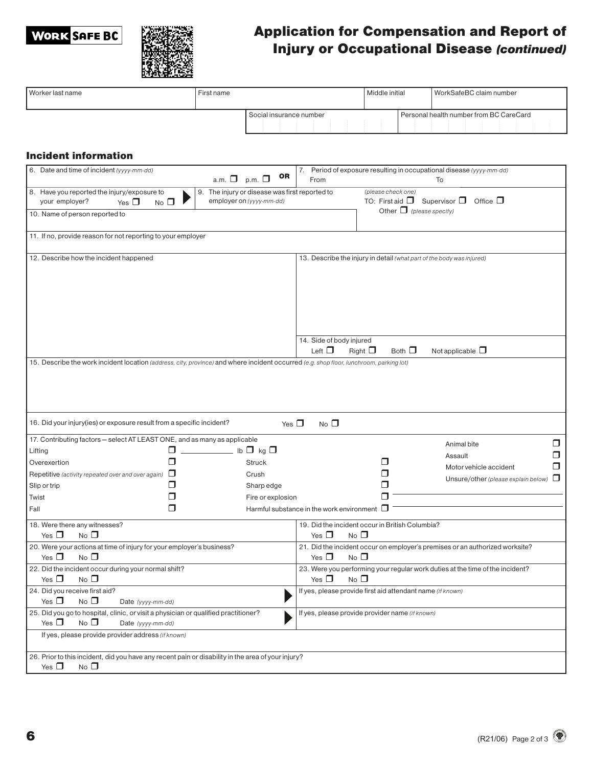# Application for Compensation and Report of Injury or Occupational Disease *(continued)*

| Worker last name | First name | Middle initial | WorkSafeBC claim number |
|---|---|---|---|
| | | | |

| Social insurance number | Personal health number from BC CareCard |
|---|---|
| | |

## Incident information

6. Date and time of incident *(yyyy-mm-dd)* a.m. ☐ p.m. ☐ **OR**

7. Period of exposure resulting in occupational disease *(yyyy-mm-dd)* From To

8. Have you reported the injury/exposure to your employer? Yes ☐ No ☐

9. The injury or disease was first reported to employer on *(yyyy-mm-dd)*

*(please check one)* TO: First aid ☐ Supervisor ☐ Office ☐ Other ☐ *(please specify)*

10. Name of person reported to

11. If no, provide reason for not reporting to your employer

12. Describe how the incident happened

13. Describe the injury in detail *(what part of the body was injured)*

14. Side of body injured Left ☐ Right ☐ Both ☐ Not applicable ☐

15. Describe the work incident location *(address, city, province)* and where incident occurred *(e.g. shop floor, lunchroom, parking lot)*

16. Did your injury(ies) or exposure result from a specific incident? Yes ☐ No ☐

17. Contributing factors — select AT LEAST ONE, and as many as applicable

- Lifting ☐ ______ lb ☐ kg ☐
- Overexertion ☐
- Repetitive *(activity repeated over and over again)* ☐
- Slip or trip ☐
- Twist ☐
- Fall ☐
- Struck ☐
- Crush ☐
- Sharp edge ☐
- Fire or explosion ☐
- Harmful substance in the work environment ☐
- Animal bite ☐
- Assault ☐
- Motor vehicle accident ☐
- Unsure/other *(please explain below)* ☐

18. Were there any witnesses? Yes ☐ No ☐

19. Did the incident occur in British Columbia? Yes ☐ No ☐

20. Were your actions at time of injury for your employer's business? Yes ☐ No ☐

21. Did the incident occur on employer's premises or an authorized worksite? Yes ☐ No ☐

22. Did the incident occur during your normal shift? Yes ☐ No ☐

23. Were you performing your regular work duties at the time of the incident? Yes ☐ No ☐

24. Did you receive first aid? Yes ☐ No ☐ Date *(yyyy-mm-dd)*

If yes, please provide first aid attendant name *(if known)*

25. Did you go to hospital, clinic, or visit a physician or qualified practitioner? Yes ☐ No ☐ Date *(yyyy-mm-dd)*

If yes, please provide provider name *(if known)*

If yes, please provide provider address *(if known)*

26. Prior to this incident, did you have any recent pain or disability in the area of your injury? Yes ☐ No ☐

(R21/06)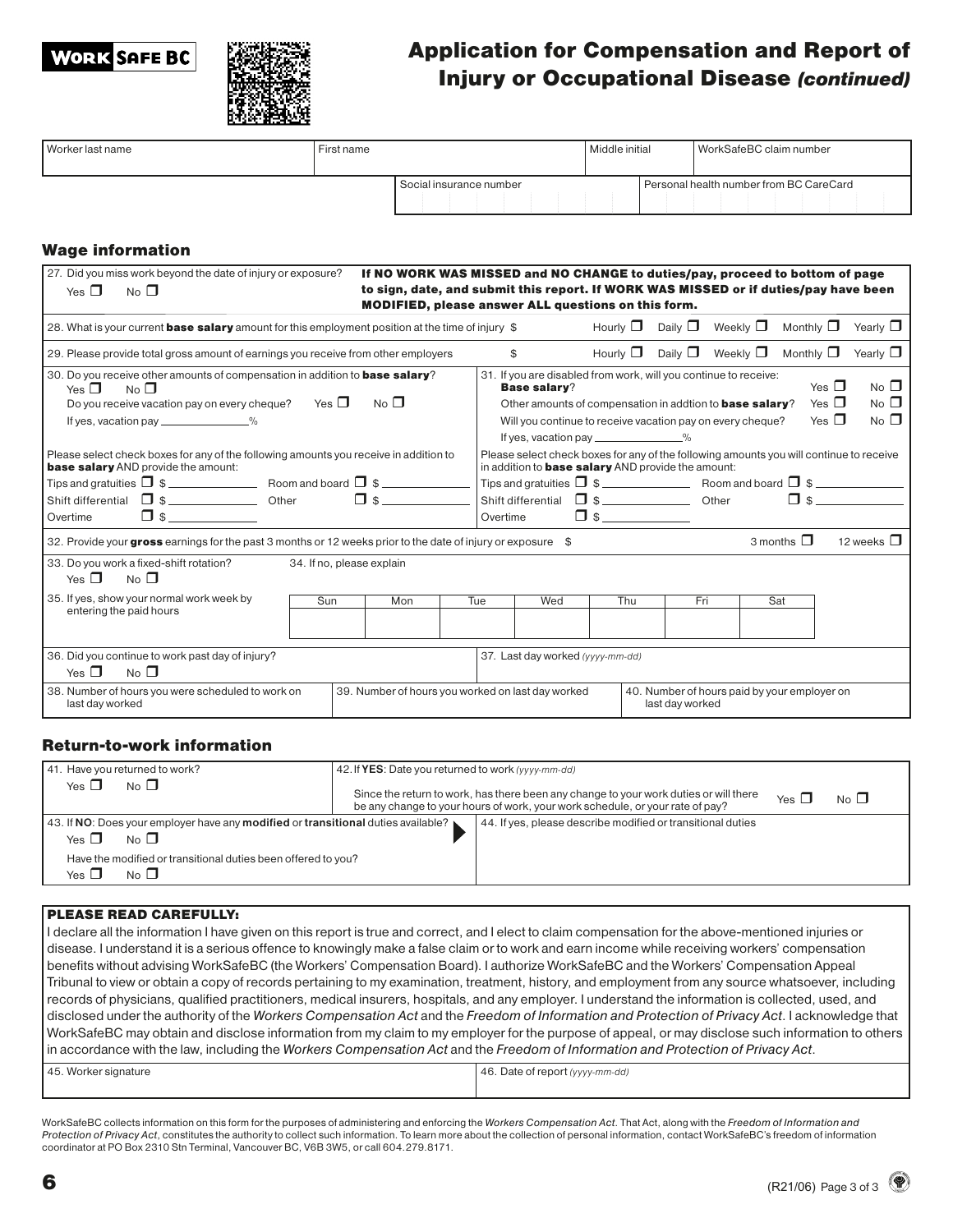# Application for Compensation and Report of Injury or Occupational Disease *(continued)*

| Worker last name | First name | Middle initial | WorkSafeBC claim number |
|---|---|---|---|
| | Social insurance number | | Personal health number from BC CareCard |

## Wage information

27. Did you miss work beyond the date of injury or exposure? Yes ☐ No ☐

**If NO WORK WAS MISSED and NO CHANGE to duties/pay, proceed to bottom of page to sign, date, and submit this report. If WORK WAS MISSED or if duties/pay have been MODIFIED, please answer ALL questions on this form.**

28. What is your current **base salary** amount for this employment position at the time of injury $ ______ Hourly ☐ Daily ☐ Weekly ☐ Monthly ☐ Yearly ☐

29. Please provide total gross amount of earnings you receive from other employers $ ______ Hourly ☐ Daily ☐ Weekly ☐ Monthly ☐ Yearly ☐

30. Do you receive other amounts of compensation in addition to **base salary**? Yes ☐ No ☐

Do you receive vacation pay on every cheque? Yes ☐ No ☐

If yes, vacation pay ______%

Please select check boxes for any of the following amounts you receive in addition to **base salary** AND provide the amount:

Tips and gratuities ☐ $ ______ Room and board ☐ $ ______

Shift differential ☐ $ ______ Other ☐ $ ______

Overtime ☐ $ ______

31. If you are disabled from work, will you continue to receive:

**Base salary**? Yes ☐ No ☐

Other amounts of compensation in addtion to **base salary**? Yes ☐ No ☐

Will you continue to receive vacation pay on every cheque? Yes ☐ No ☐

If yes, vacation pay ______%

Please select check boxes for any of the following amounts you will continue to receive in addition to **base salary** AND provide the amount:

Tips and gratuities ☐ $ ______ Room and board ☐ $ ______

Shift differential ☐ $ ______ Other ☐ $ ______

Overtime ☐ $ ______

32. Provide your **gross** earnings for the past 3 months or 12 weeks prior to the date of injury or exposure $ ______ 3 months ☐ 12 weeks ☐

33. Do you work a fixed-shift rotation? Yes ☐ No ☐

34. If no, please explain

35. If yes, show your normal work week by entering the paid hours

| Sun | Mon | Tue | Wed | Thu | Fri | Sat |
|---|---|---|---|---|---|---|
| | | | | | | |

36. Did you continue to work past day of injury? Yes ☐ No ☐

37. Last day worked *(yyyy-mm-dd)*

38. Number of hours you were scheduled to work on last day worked

39. Number of hours you worked on last day worked

40. Number of hours paid by your employer on last day worked

## Return-to-work information

41. Have you returned to work? Yes ☐ No ☐

42. If **YES**: Date you returned to work *(yyyy-mm-dd)*

Since the return to work, has there been any change to your work duties or will there be any change to your hours of work, your work schedule, or your rate of pay? Yes ☐ No ☐

43. If **NO**: Does your employer have any **modified** or **transitional** duties available? Yes ☐ No ☐

Have the modified or transitional duties been offered to you? Yes ☐ No ☐

44. If yes, please describe modified or transitional duties

**PLEASE READ CAREFULLY:**

I declare all the information I have given on this report is true and correct, and I elect to claim compensation for the above-mentioned injuries or disease. I understand it is a serious offence to knowingly make a false claim or to work and earn income while receiving workers' compensation benefits without advising WorkSafeBC (the Workers' Compensation Board). I authorize WorkSafeBC and the Workers' Compensation Appeal Tribunal to view or obtain a copy of records pertaining to my examination, treatment, history, and employment from any source whatsoever, including records of physicians, qualified practitioners, medical insurers, hospitals, and any employer. I understand the information is collected, used, and disclosed under the authority of the *Workers Compensation Act* and the *Freedom of Information and Protection of Privacy Act*. I acknowledge that WorkSafeBC may obtain and disclose information from my claim to my employer for the purpose of appeal, or may disclose such information to others in accordance with the law, including the *Workers Compensation Act* and the *Freedom of Information and Protection of Privacy Act*.

45. Worker signature

46. Date of report *(yyyy-mm-dd)*

WorkSafeBC collects information on this form for the purposes of administering and enforcing the *Workers Compensation Act*. That Act, along with the *Freedom of Information and Protection of Privacy Act*, constitutes the authority to collect such information. To learn more about the collection of personal information, contact WorkSafeBC's freedom of information coordinator at PO Box 2310 Stn Terminal, Vancouver BC, V6B 3W5, or call 604.279.8171.

(R21/06)